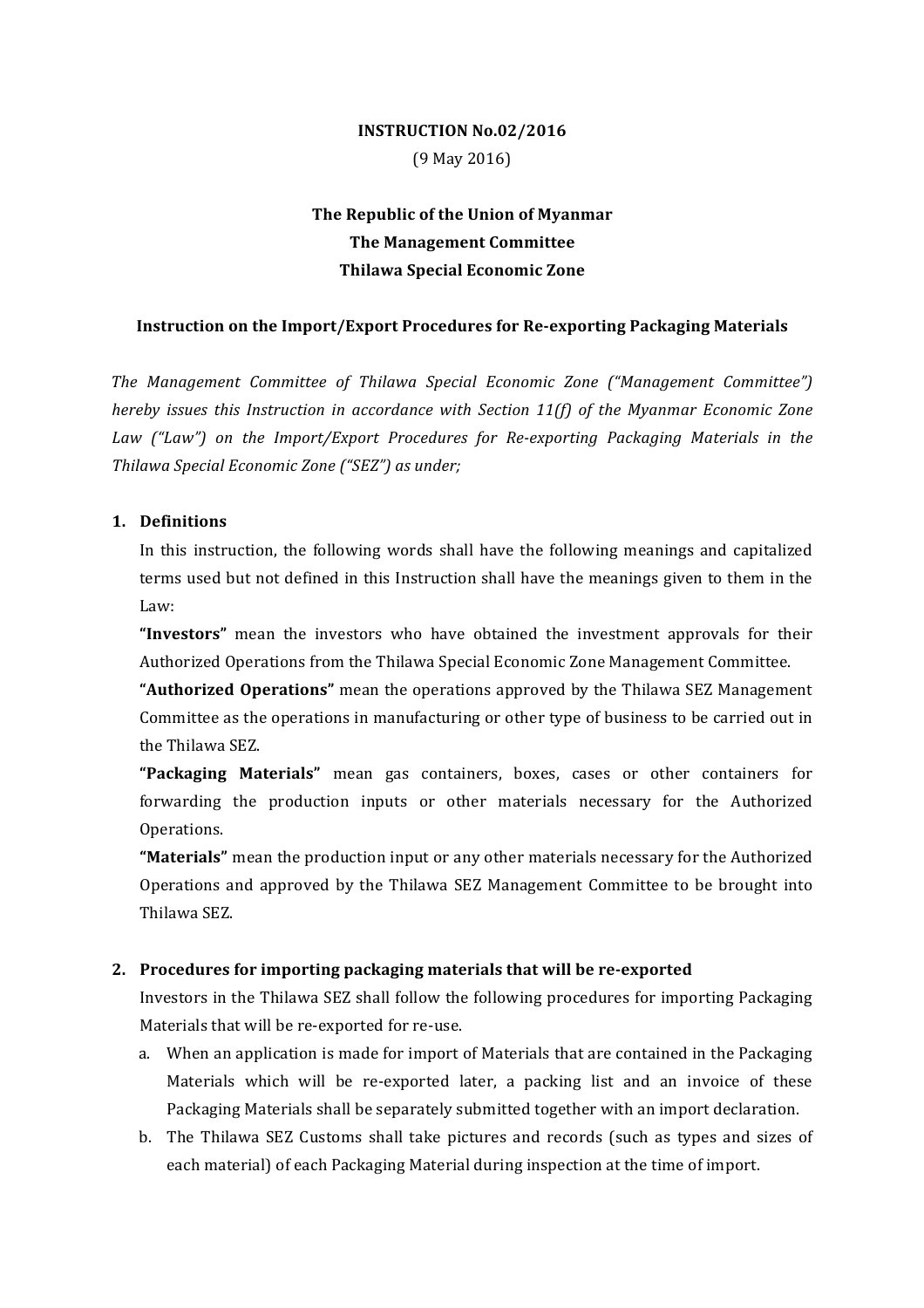**INSTRUCTION No.02/2016**

(9 May 2016)

**The Republic of the Union of Myanmar**
**The Management Committee**
**Thilawa Special Economic Zone**

**Instruction on the Import/Export Procedures for Re-exporting Packaging Materials**

*The Management Committee of Thilawa Special Economic Zone ("Management Committee") hereby issues this Instruction in accordance with Section 11(f) of the Myanmar Economic Zone Law ("Law") on the Import/Export Procedures for Re-exporting Packaging Materials in the Thilawa Special Economic Zone ("SEZ") as under;*

## 1. Definitions

In this instruction, the following words shall have the following meanings and capitalized terms used but not defined in this Instruction shall have the meanings given to them in the Law:

**"Investors"** mean the investors who have obtained the investment approvals for their Authorized Operations from the Thilawa Special Economic Zone Management Committee.

**"Authorized Operations"** mean the operations approved by the Thilawa SEZ Management Committee as the operations in manufacturing or other type of business to be carried out in the Thilawa SEZ.

**"Packaging Materials"** mean gas containers, boxes, cases or other containers for forwarding the production inputs or other materials necessary for the Authorized Operations.

**"Materials"** mean the production input or any other materials necessary for the Authorized Operations and approved by the Thilawa SEZ Management Committee to be brought into Thilawa SEZ.

## 2. Procedures for importing packaging materials that will be re-exported

Investors in the Thilawa SEZ shall follow the following procedures for importing Packaging Materials that will be re-exported for re-use.

a. When an application is made for import of Materials that are contained in the Packaging Materials which will be re-exported later, a packing list and an invoice of these Packaging Materials shall be separately submitted together with an import declaration.

b. The Thilawa SEZ Customs shall take pictures and records (such as types and sizes of each material) of each Packaging Material during inspection at the time of import.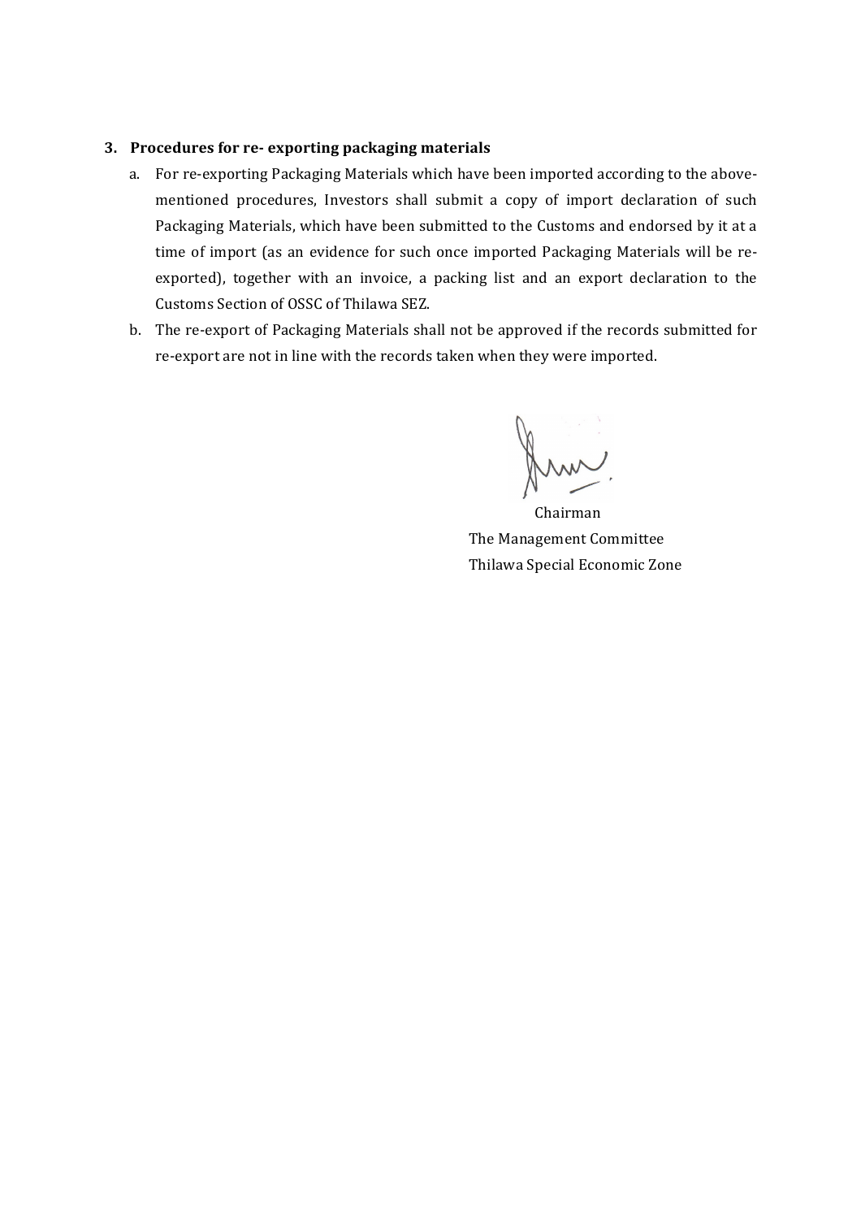### 3. Procedures for re- exporting packaging materials

a. For re-exporting Packaging Materials which have been imported according to the above-mentioned procedures, Investors shall submit a copy of import declaration of such Packaging Materials, which have been submitted to the Customs and endorsed by it at a time of import (as an evidence for such once imported Packaging Materials will be re-exported), together with an invoice, a packing list and an export declaration to the Customs Section of OSSC of Thilawa SEZ.

b. The re-export of Packaging Materials shall not be approved if the records submitted for re-export are not in line with the records taken when they were imported.

Chairman
The Management Committee
Thilawa Special Economic Zone